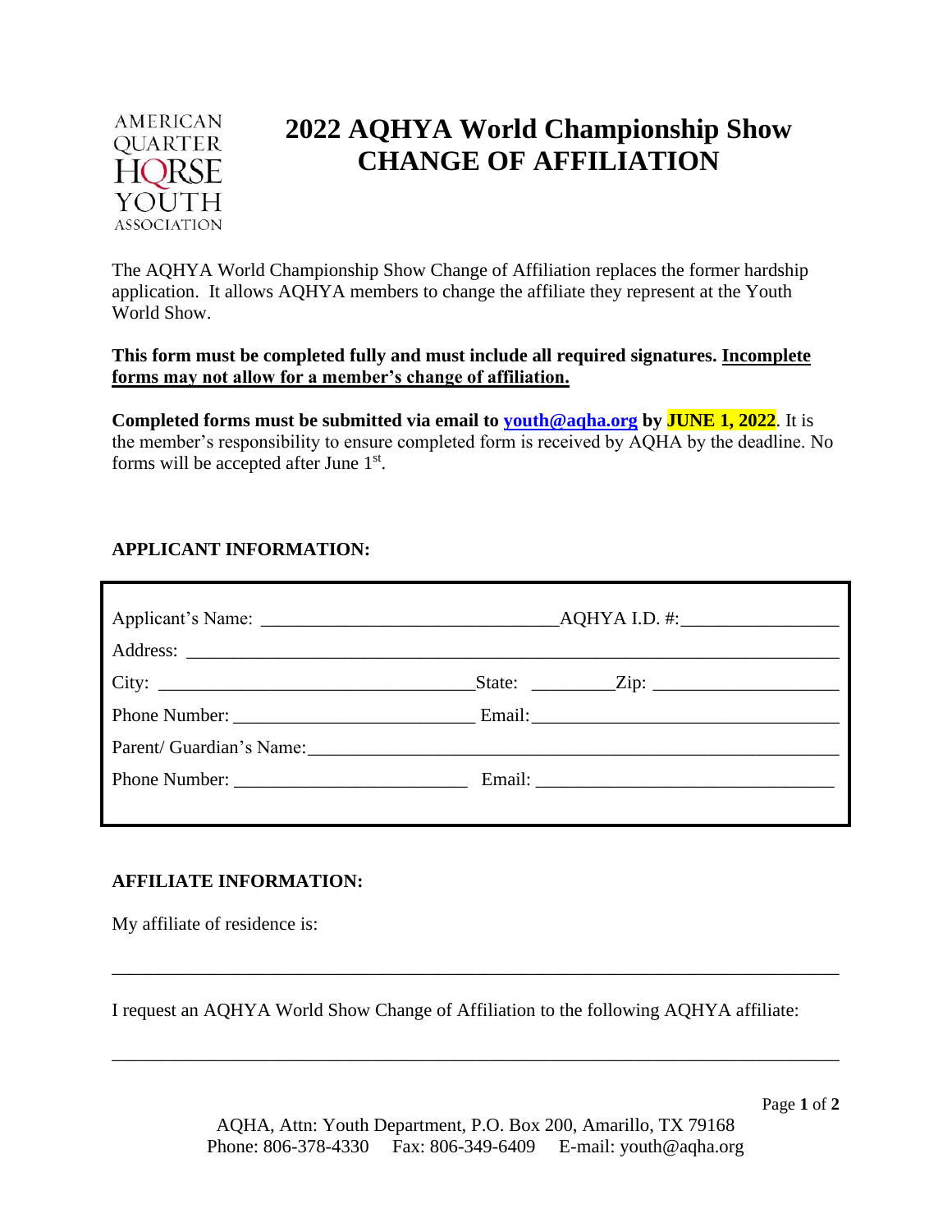AMERICAN QUARTER HORSE YOUTH ASSOCIATION

# 2022 AQHYA World Championship Show CHANGE OF AFFILIATION

The AQHYA World Championship Show Change of Affiliation replaces the former hardship application. It allows AQHYA members to change the affiliate they represent at the Youth World Show.

**This form must be completed fully and must include all required signatures. <u>Incomplete forms may not allow for a member's change of affiliation.</u>**

**Completed forms must be submitted via email to [youth@aqha.org](mailto:youth@aqha.org) by JUNE 1, 2022**. It is the member's responsibility to ensure completed form is received by AQHA by the deadline. No forms will be accepted after June 1st.

**APPLICANT INFORMATION:**

Applicant's Name: _______________________________ AQHYA I.D. #: ________________

Address: ____________________________________________________________________

City: _________________________________ State: _________ Zip: ____________________

Phone Number: _________________________ Email: ________________________________

Parent/ Guardian's Name: _____________________________________________________

Phone Number: _________________________ Email: ________________________________

**AFFILIATE INFORMATION:**

My affiliate of residence is:

_____________________________________________________________________________

I request an AQHYA World Show Change of Affiliation to the following AQHYA affiliate:

_____________________________________________________________________________

AQHA, Attn: Youth Department, P.O. Box 200, Amarillo, TX 79168
Phone: 806-378-4330  Fax: 806-349-6409  E-mail: youth@aqha.org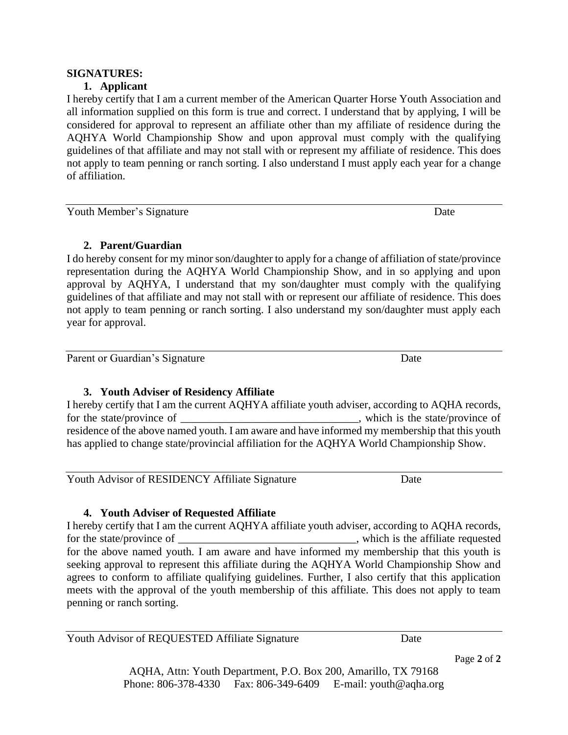**SIGNATURES:**

1. **Applicant**

I hereby certify that I am a current member of the American Quarter Horse Youth Association and all information supplied on this form is true and correct. I understand that by applying, I will be considered for approval to represent an affiliate other than my affiliate of residence during the AQHYA World Championship Show and upon approval must comply with the qualifying guidelines of that affiliate and may not stall with or represent my affiliate of residence. This does not apply to team penning or ranch sorting. I also understand I must apply each year for a change of affiliation.

Youth Member's Signature Date

2. **Parent/Guardian**

I do hereby consent for my minor son/daughter to apply for a change of affiliation of state/province representation during the AQHYA World Championship Show, and in so applying and upon approval by AQHYA, I understand that my son/daughter must comply with the qualifying guidelines of that affiliate and may not stall with or represent our affiliate of residence. This does not apply to team penning or ranch sorting. I also understand my son/daughter must apply each year for approval.

Parent or Guardian's Signature Date

3. **Youth Adviser of Residency Affiliate**

I hereby certify that I am the current AQHYA affiliate youth adviser, according to AQHA records, for the state/province of ________________________________, which is the state/province of residence of the above named youth. I am aware and have informed my membership that this youth has applied to change state/provincial affiliation for the AQHYA World Championship Show.

Youth Advisor of RESIDENCY Affiliate Signature Date

4. **Youth Adviser of Requested Affiliate**

I hereby certify that I am the current AQHYA affiliate youth adviser, according to AQHA records, for the state/province of ________________________________, which is the affiliate requested for the above named youth. I am aware and have informed my membership that this youth is seeking approval to represent this affiliate during the AQHYA World Championship Show and agrees to conform to affiliate qualifying guidelines. Further, I also certify that this application meets with the approval of the youth membership of this affiliate. This does not apply to team penning or ranch sorting.

Youth Advisor of REQUESTED Affiliate Signature Date

AQHA, Attn: Youth Department, P.O. Box 200, Amarillo, TX 79168
Phone: 806-378-4330 Fax: 806-349-6409 E-mail: youth@aqha.org